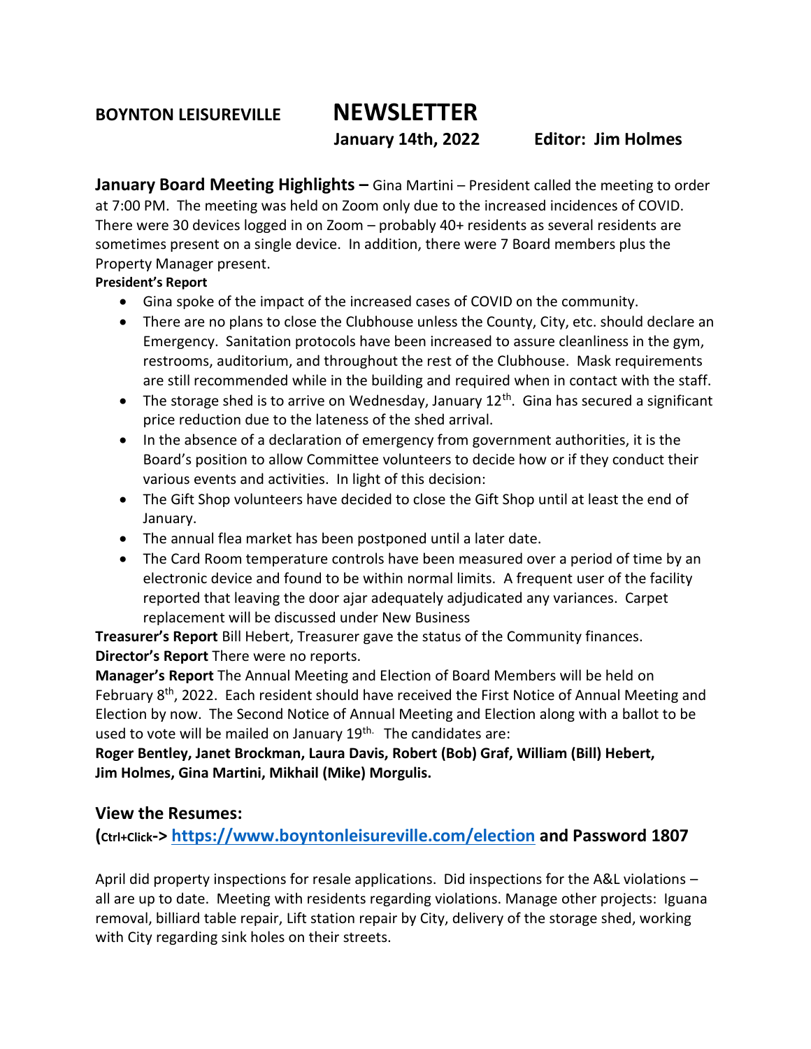**BOYNTON LEISUREVILLE** **NEWSLETTER**

**January 14th, 2022** **Editor: Jim Holmes**

**January Board Meeting Highlights –** Gina Martini – President called the meeting to order at 7:00 PM. The meeting was held on Zoom only due to the increased incidences of COVID. There were 30 devices logged in on Zoom – probably 40+ residents as several residents are sometimes present on a single device. In addition, there were 7 Board members plus the Property Manager present.

**President's Report**

- Gina spoke of the impact of the increased cases of COVID on the community.
- There are no plans to close the Clubhouse unless the County, City, etc. should declare an Emergency. Sanitation protocols have been increased to assure cleanliness in the gym, restrooms, auditorium, and throughout the rest of the Clubhouse. Mask requirements are still recommended while in the building and required when in contact with the staff.
- The storage shed is to arrive on Wednesday, January 12th. Gina has secured a significant price reduction due to the lateness of the shed arrival.
- In the absence of a declaration of emergency from government authorities, it is the Board's position to allow Committee volunteers to decide how or if they conduct their various events and activities. In light of this decision:
- The Gift Shop volunteers have decided to close the Gift Shop until at least the end of January.
- The annual flea market has been postponed until a later date.
- The Card Room temperature controls have been measured over a period of time by an electronic device and found to be within normal limits. A frequent user of the facility reported that leaving the door ajar adequately adjudicated any variances. Carpet replacement will be discussed under New Business

**Treasurer's Report** Bill Hebert, Treasurer gave the status of the Community finances.

**Director's Report** There were no reports.

**Manager's Report** The Annual Meeting and Election of Board Members will be held on February 8th, 2022. Each resident should have received the First Notice of Annual Meeting and Election by now. The Second Notice of Annual Meeting and Election along with a ballot to be used to vote will be mailed on January 19th. The candidates are:

**Roger Bentley, Janet Brockman, Laura Davis, Robert (Bob) Graf, William (Bill) Hebert, Jim Holmes, Gina Martini, Mikhail (Mike) Morgulis.**

## View the Resumes:

**(Ctrl+Click-> https://www.boyntonleisureville.com/election and Password 1807**

April did property inspections for resale applications. Did inspections for the A&L violations – all are up to date. Meeting with residents regarding violations. Manage other projects: Iguana removal, billiard table repair, Lift station repair by City, delivery of the storage shed, working with City regarding sink holes on their streets.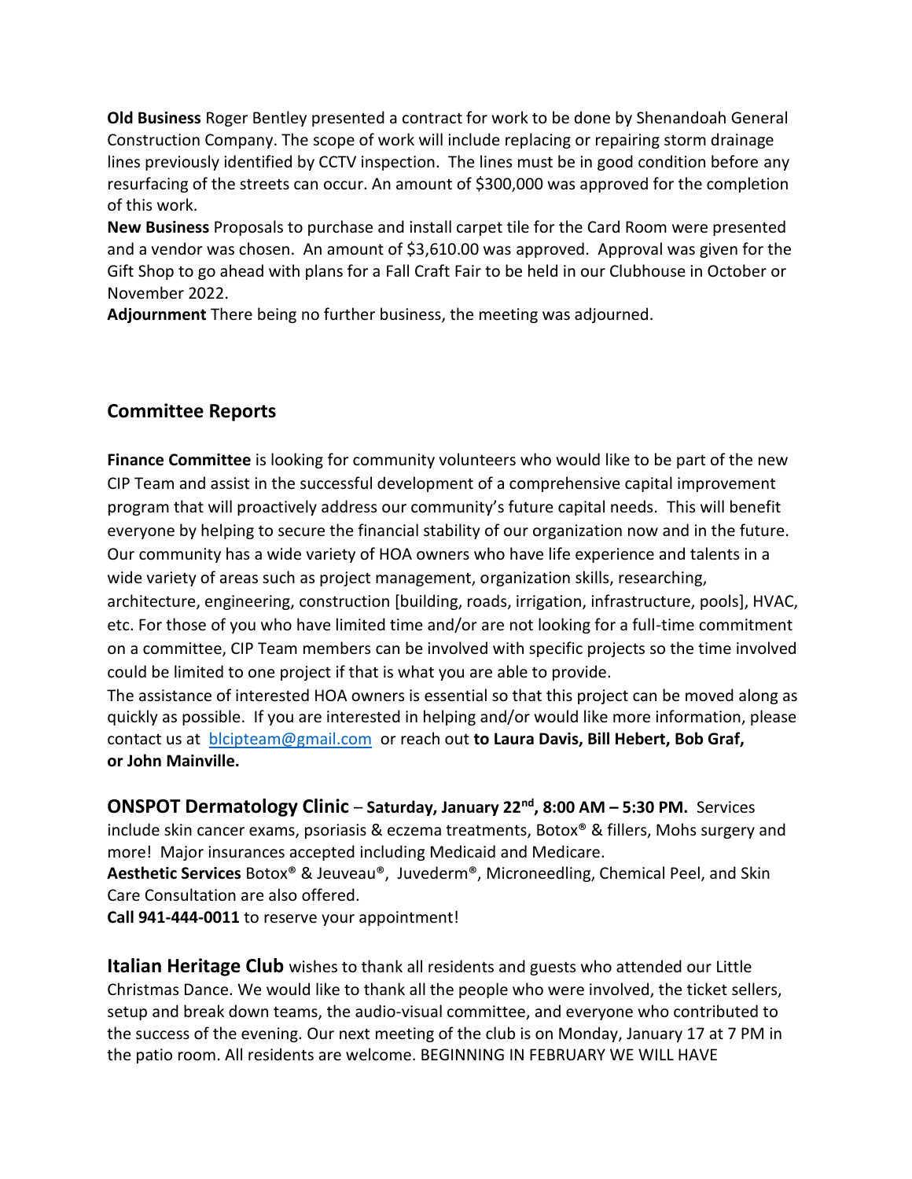**Old Business** Roger Bentley presented a contract for work to be done by Shenandoah General Construction Company. The scope of work will include replacing or repairing storm drainage lines previously identified by CCTV inspection. The lines must be in good condition before any resurfacing of the streets can occur. An amount of $300,000 was approved for the completion of this work.

**New Business** Proposals to purchase and install carpet tile for the Card Room were presented and a vendor was chosen. An amount of $3,610.00 was approved. Approval was given for the Gift Shop to go ahead with plans for a Fall Craft Fair to be held in our Clubhouse in October or November 2022.

**Adjournment** There being no further business, the meeting was adjourned.

## Committee Reports

**Finance Committee** is looking for community volunteers who would like to be part of the new CIP Team and assist in the successful development of a comprehensive capital improvement program that will proactively address our community's future capital needs. This will benefit everyone by helping to secure the financial stability of our organization now and in the future. Our community has a wide variety of HOA owners who have life experience and talents in a wide variety of areas such as project management, organization skills, researching, architecture, engineering, construction [building, roads, irrigation, infrastructure, pools], HVAC, etc. For those of you who have limited time and/or are not looking for a full-time commitment on a committee, CIP Team members can be involved with specific projects so the time involved could be limited to one project if that is what you are able to provide.

The assistance of interested HOA owners is essential so that this project can be moved along as quickly as possible. If you are interested in helping and/or would like more information, please contact us at blcipteam@gmail.com or reach out **to Laura Davis, Bill Hebert, Bob Graf, or John Mainville.**

**ONSPOT Dermatology Clinic** – **Saturday, January 22nd, 8:00 AM – 5:30 PM.** Services include skin cancer exams, psoriasis & eczema treatments, Botox® & fillers, Mohs surgery and more! Major insurances accepted including Medicaid and Medicare.

**Aesthetic Services** Botox® & Jeuveau®, Juvederm®, Microneedling, Chemical Peel, and Skin Care Consultation are also offered.

**Call 941-444-0011** to reserve your appointment!

**Italian Heritage Club** wishes to thank all residents and guests who attended our Little Christmas Dance. We would like to thank all the people who were involved, the ticket sellers, setup and break down teams, the audio-visual committee, and everyone who contributed to the success of the evening. Our next meeting of the club is on Monday, January 17 at 7 PM in the patio room. All residents are welcome. BEGINNING IN FEBRUARY WE WILL HAVE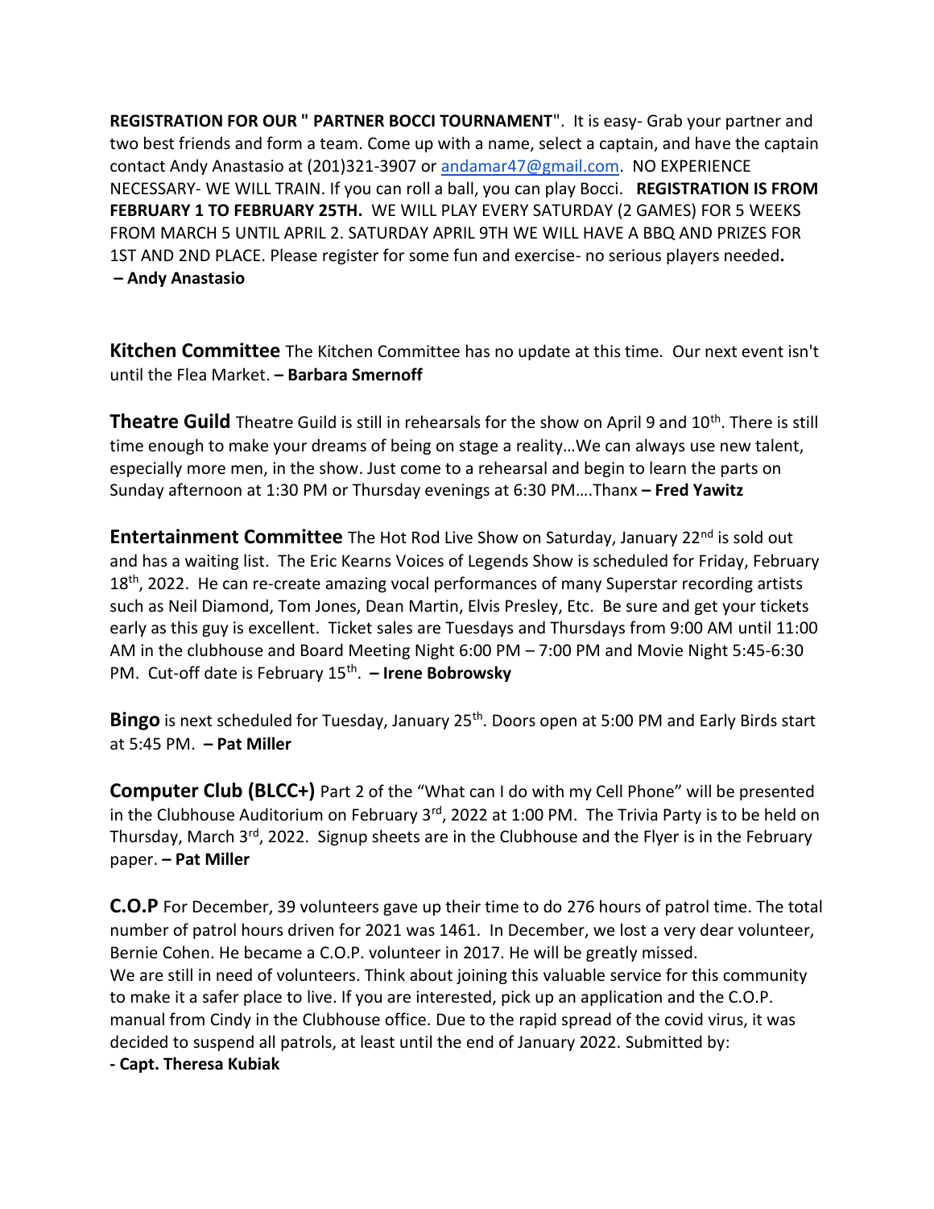**REGISTRATION FOR OUR " PARTNER BOCCI TOURNAMENT**". It is easy- Grab your partner and two best friends and form a team. Come up with a name, select a captain, and have the captain contact Andy Anastasio at (201)321-3907 or andamar47@gmail.com. NO EXPERIENCE NECESSARY- WE WILL TRAIN. If you can roll a ball, you can play Bocci. **REGISTRATION IS FROM FEBRUARY 1 TO FEBRUARY 25TH.** WE WILL PLAY EVERY SATURDAY (2 GAMES) FOR 5 WEEKS FROM MARCH 5 UNTIL APRIL 2. SATURDAY APRIL 9TH WE WILL HAVE A BBQ AND PRIZES FOR 1ST AND 2ND PLACE. Please register for some fun and exercise- no serious players needed**.**
**– Andy Anastasio**

**Kitchen Committee** The Kitchen Committee has no update at this time. Our next event isn't until the Flea Market. **– Barbara Smernoff**

**Theatre Guild** Theatre Guild is still in rehearsals for the show on April 9 and 10th. There is still time enough to make your dreams of being on stage a reality…We can always use new talent, especially more men, in the show. Just come to a rehearsal and begin to learn the parts on Sunday afternoon at 1:30 PM or Thursday evenings at 6:30 PM….Thanx **– Fred Yawitz**

**Entertainment Committee** The Hot Rod Live Show on Saturday, January 22nd is sold out and has a waiting list. The Eric Kearns Voices of Legends Show is scheduled for Friday, February 18th, 2022. He can re-create amazing vocal performances of many Superstar recording artists such as Neil Diamond, Tom Jones, Dean Martin, Elvis Presley, Etc. Be sure and get your tickets early as this guy is excellent. Ticket sales are Tuesdays and Thursdays from 9:00 AM until 11:00 AM in the clubhouse and Board Meeting Night 6:00 PM – 7:00 PM and Movie Night 5:45-6:30 PM. Cut-off date is February 15th. **– Irene Bobrowsky**

**Bingo** is next scheduled for Tuesday, January 25th. Doors open at 5:00 PM and Early Birds start at 5:45 PM. **– Pat Miller**

**Computer Club (BLCC+)** Part 2 of the "What can I do with my Cell Phone" will be presented in the Clubhouse Auditorium on February 3rd, 2022 at 1:00 PM. The Trivia Party is to be held on Thursday, March 3rd, 2022. Signup sheets are in the Clubhouse and the Flyer is in the February paper. **– Pat Miller**

**C.O.P** For December, 39 volunteers gave up their time to do 276 hours of patrol time. The total number of patrol hours driven for 2021 was 1461. In December, we lost a very dear volunteer, Bernie Cohen. He became a C.O.P. volunteer in 2017. He will be greatly missed.
We are still in need of volunteers. Think about joining this valuable service for this community to make it a safer place to live. If you are interested, pick up an application and the C.O.P. manual from Cindy in the Clubhouse office. Due to the rapid spread of the covid virus, it was decided to suspend all patrols, at least until the end of January 2022. Submitted by:
**- Capt. Theresa Kubiak**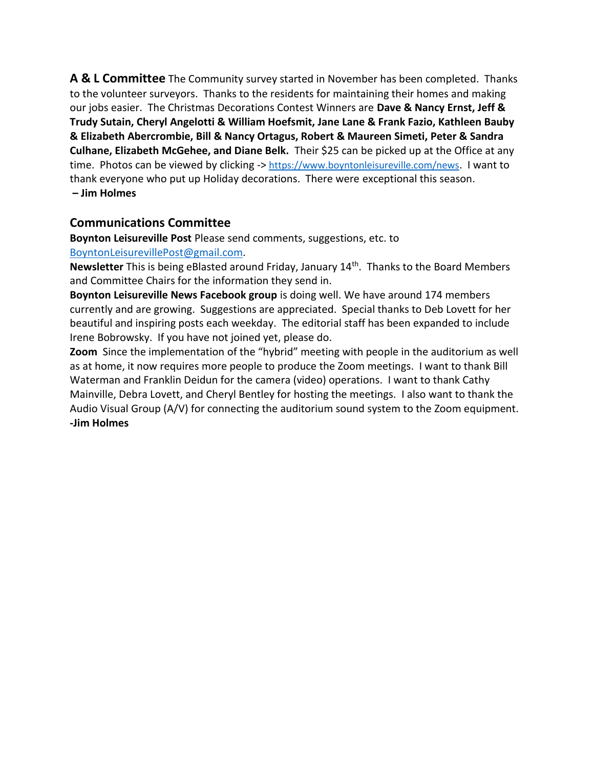**A & L Committee** The Community survey started in November has been completed. Thanks to the volunteer surveyors. Thanks to the residents for maintaining their homes and making our jobs easier. The Christmas Decorations Contest Winners are **Dave & Nancy Ernst, Jeff & Trudy Sutain, Cheryl Angelotti & William Hoefsmit, Jane Lane & Frank Fazio, Kathleen Bauby & Elizabeth Abercrombie, Bill & Nancy Ortagus, Robert & Maureen Simeti, Peter & Sandra Culhane, Elizabeth McGehee, and Diane Belk.** Their $25 can be picked up at the Office at any time. Photos can be viewed by clicking -> https://www.boyntonleisureville.com/news. I want to thank everyone who put up Holiday decorations. There were exceptional this season.
**– Jim Holmes**

## Communications Committee

**Boynton Leisureville Post** Please send comments, suggestions, etc. to BoyntonLeisurevillePost@gmail.com.

**Newsletter** This is being eBlasted around Friday, January 14th. Thanks to the Board Members and Committee Chairs for the information they send in.

**Boynton Leisureville News Facebook group** is doing well. We have around 174 members currently and are growing. Suggestions are appreciated. Special thanks to Deb Lovett for her beautiful and inspiring posts each weekday. The editorial staff has been expanded to include Irene Bobrowsky. If you have not joined yet, please do.

**Zoom** Since the implementation of the "hybrid" meeting with people in the auditorium as well as at home, it now requires more people to produce the Zoom meetings. I want to thank Bill Waterman and Franklin Deidun for the camera (video) operations. I want to thank Cathy Mainville, Debra Lovett, and Cheryl Bentley for hosting the meetings. I also want to thank the Audio Visual Group (A/V) for connecting the auditorium sound system to the Zoom equipment.
**-Jim Holmes**